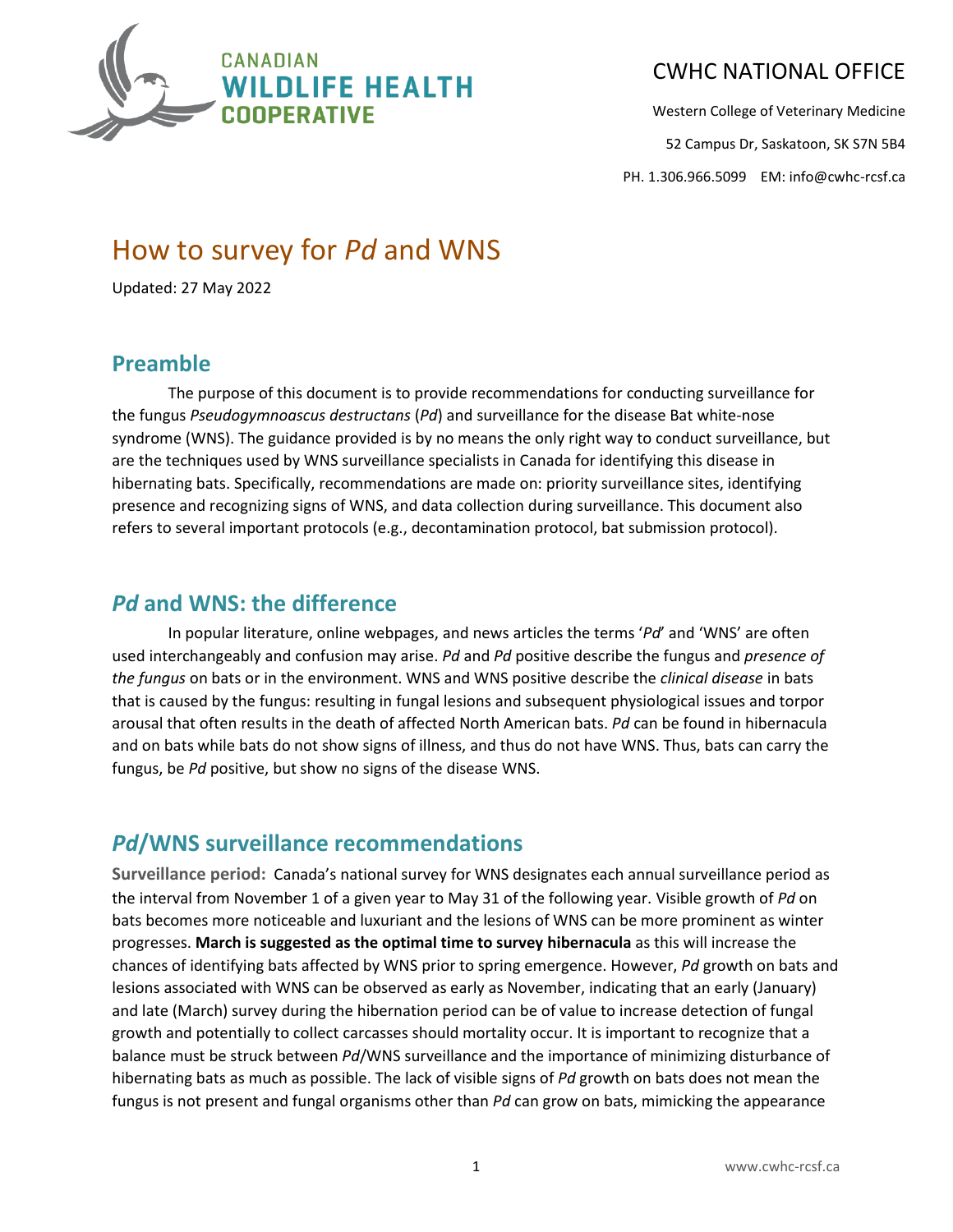CANADIAN WILDLIFE HEALTH COOPERATIVE

CWHC NATIONAL OFFICE

Western College of Veterinary Medicine

52 Campus Dr, Saskatoon, SK S7N 5B4

PH. 1.306.966.5099 EM: info@cwhc-rcsf.ca

# How to survey for *Pd* and WNS

Updated: 27 May 2022

## Preamble

The purpose of this document is to provide recommendations for conducting surveillance for the fungus *Pseudogymnoascus destructans* (*Pd*) and surveillance for the disease Bat white-nose syndrome (WNS). The guidance provided is by no means the only right way to conduct surveillance, but are the techniques used by WNS surveillance specialists in Canada for identifying this disease in hibernating bats. Specifically, recommendations are made on: priority surveillance sites, identifying presence and recognizing signs of WNS, and data collection during surveillance. This document also refers to several important protocols (e.g., decontamination protocol, bat submission protocol).

## *Pd* and WNS: the difference

In popular literature, online webpages, and news articles the terms '*Pd*' and 'WNS' are often used interchangeably and confusion may arise. *Pd* and *Pd* positive describe the fungus and *presence of the fungus* on bats or in the environment. WNS and WNS positive describe the *clinical disease* in bats that is caused by the fungus: resulting in fungal lesions and subsequent physiological issues and torpor arousal that often results in the death of affected North American bats. *Pd* can be found in hibernacula and on bats while bats do not show signs of illness, and thus do not have WNS. Thus, bats can carry the fungus, be *Pd* positive, but show no signs of the disease WNS.

## *Pd*/WNS surveillance recommendations

**Surveillance period:** Canada's national survey for WNS designates each annual surveillance period as the interval from November 1 of a given year to May 31 of the following year. Visible growth of *Pd* on bats becomes more noticeable and luxuriant and the lesions of WNS can be more prominent as winter progresses. **March is suggested as the optimal time to survey hibernacula** as this will increase the chances of identifying bats affected by WNS prior to spring emergence. However, *Pd* growth on bats and lesions associated with WNS can be observed as early as November, indicating that an early (January) and late (March) survey during the hibernation period can be of value to increase detection of fungal growth and potentially to collect carcasses should mortality occur. It is important to recognize that a balance must be struck between *Pd*/WNS surveillance and the importance of minimizing disturbance of hibernating bats as much as possible. The lack of visible signs of *Pd* growth on bats does not mean the fungus is not present and fungal organisms other than *Pd* can grow on bats, mimicking the appearance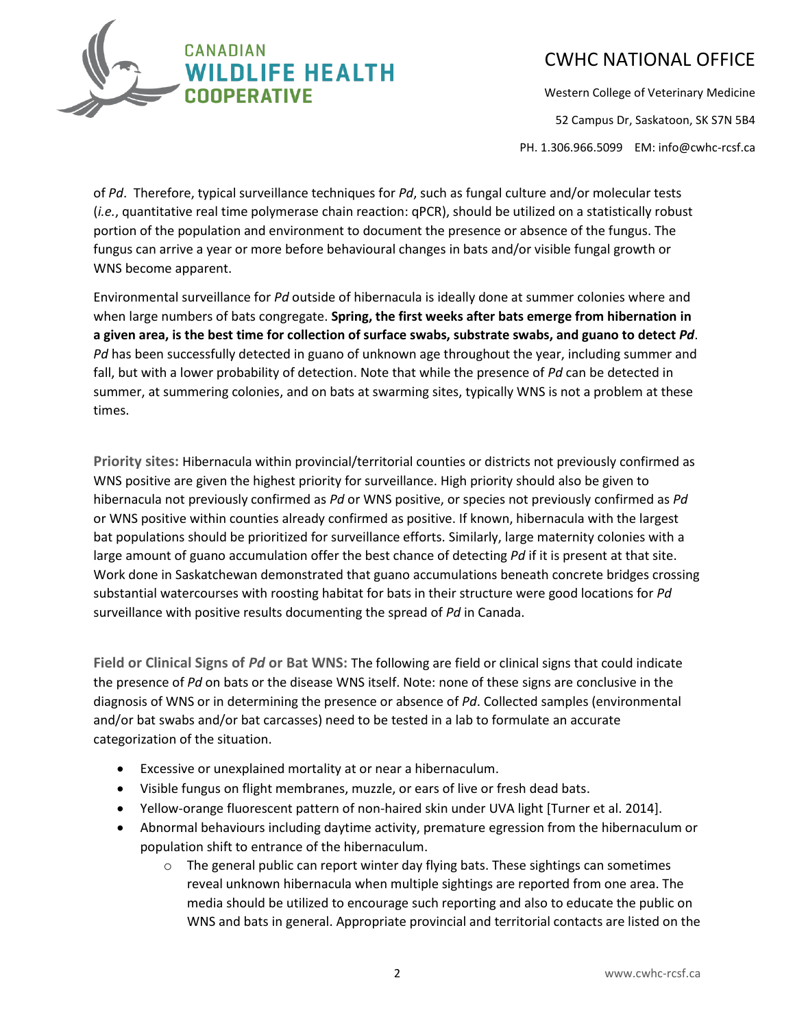of *Pd*. Therefore, typical surveillance techniques for *Pd*, such as fungal culture and/or molecular tests (*i.e.*, quantitative real time polymerase chain reaction: qPCR), should be utilized on a statistically robust portion of the population and environment to document the presence or absence of the fungus. The fungus can arrive a year or more before behavioural changes in bats and/or visible fungal growth or WNS become apparent.

Environmental surveillance for *Pd* outside of hibernacula is ideally done at summer colonies where and when large numbers of bats congregate. **Spring, the first weeks after bats emerge from hibernation in a given area, is the best time for collection of surface swabs, substrate swabs, and guano to detect *Pd*.** *Pd* has been successfully detected in guano of unknown age throughout the year, including summer and fall, but with a lower probability of detection. Note that while the presence of *Pd* can be detected in summer, at summering colonies, and on bats at swarming sites, typically WNS is not a problem at these times.

**Priority sites:** Hibernacula within provincial/territorial counties or districts not previously confirmed as WNS positive are given the highest priority for surveillance. High priority should also be given to hibernacula not previously confirmed as *Pd* or WNS positive, or species not previously confirmed as *Pd* or WNS positive within counties already confirmed as positive. If known, hibernacula with the largest bat populations should be prioritized for surveillance efforts. Similarly, large maternity colonies with a large amount of guano accumulation offer the best chance of detecting *Pd* if it is present at that site. Work done in Saskatchewan demonstrated that guano accumulations beneath concrete bridges crossing substantial watercourses with roosting habitat for bats in their structure were good locations for *Pd* surveillance with positive results documenting the spread of *Pd* in Canada.

**Field or Clinical Signs of *Pd* or Bat WNS:** The following are field or clinical signs that could indicate the presence of *Pd* on bats or the disease WNS itself. Note: none of these signs are conclusive in the diagnosis of WNS or in determining the presence or absence of *Pd*. Collected samples (environmental and/or bat swabs and/or bat carcasses) need to be tested in a lab to formulate an accurate categorization of the situation.

- Excessive or unexplained mortality at or near a hibernaculum.
- Visible fungus on flight membranes, muzzle, or ears of live or fresh dead bats.
- Yellow-orange fluorescent pattern of non-haired skin under UVA light [Turner et al. 2014].
- Abnormal behaviours including daytime activity, premature egression from the hibernaculum or population shift to entrance of the hibernaculum.
  - The general public can report winter day flying bats. These sightings can sometimes reveal unknown hibernacula when multiple sightings are reported from one area. The media should be utilized to encourage such reporting and also to educate the public on WNS and bats in general. Appropriate provincial and territorial contacts are listed on the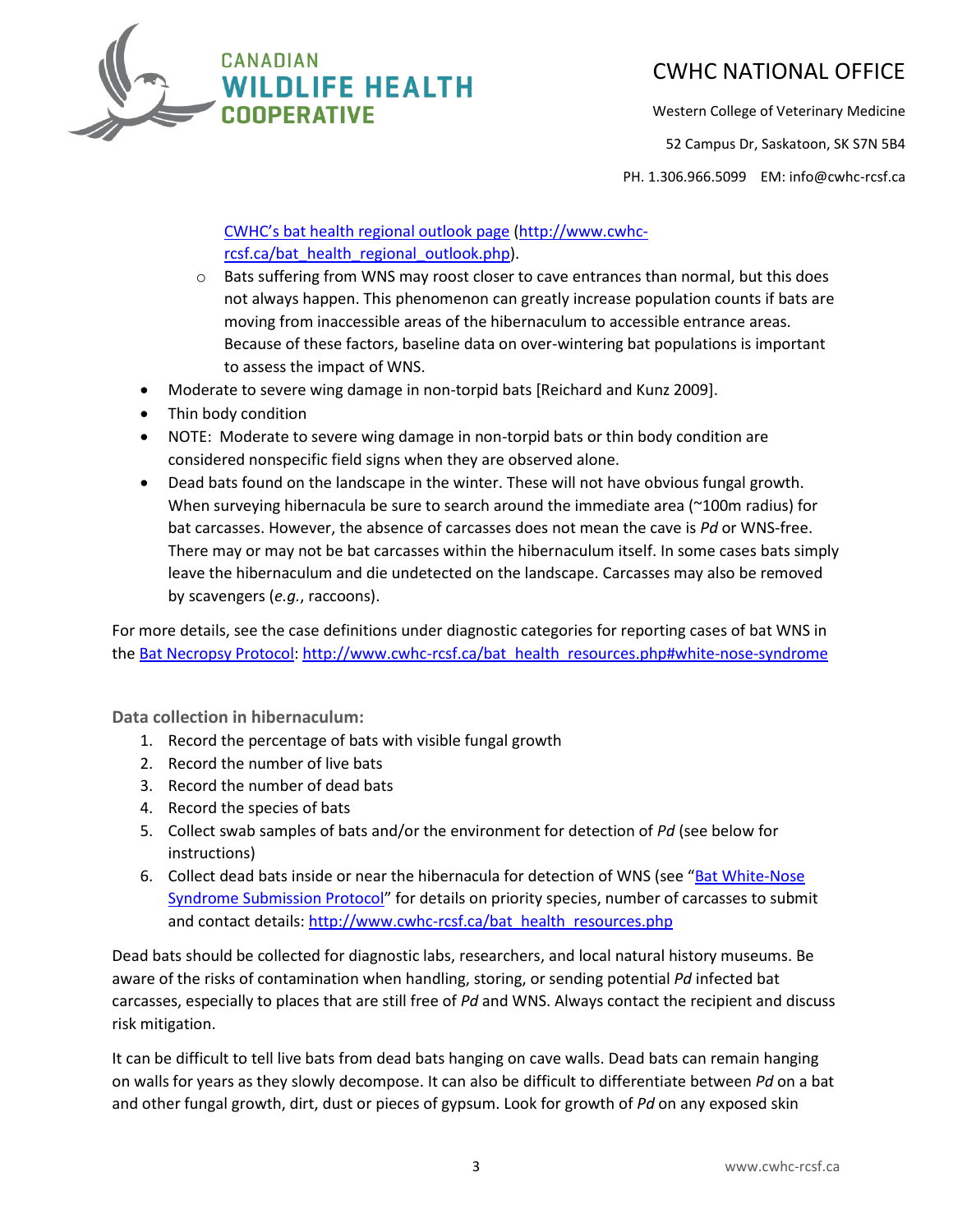[CWHC's bat health regional outlook page](http://www.cwhc-rcsf.ca/bat_health_regional_outlook.php) (http://www.cwhc-rcsf.ca/bat_health_regional_outlook.php).

  - Bats suffering from WNS may roost closer to cave entrances than normal, but this does not always happen. This phenomenon can greatly increase population counts if bats are moving from inaccessible areas of the hibernaculum to accessible entrance areas. Because of these factors, baseline data on over-wintering bat populations is important to assess the impact of WNS.

- Moderate to severe wing damage in non-torpid bats [Reichard and Kunz 2009].
- Thin body condition
- NOTE: Moderate to severe wing damage in non-torpid bats or thin body condition are considered nonspecific field signs when they are observed alone.
- Dead bats found on the landscape in the winter. These will not have obvious fungal growth. When surveying hibernacula be sure to search around the immediate area (~100m radius) for bat carcasses. However, the absence of carcasses does not mean the cave is *Pd* or WNS-free. There may or may not be bat carcasses within the hibernaculum itself. In some cases bats simply leave the hibernaculum and die undetected on the landscape. Carcasses may also be removed by scavengers (*e.g.*, raccoons).

For more details, see the case definitions under diagnostic categories for reporting cases of bat WNS in the [Bat Necropsy Protocol](http://www.cwhc-rcsf.ca/bat_health_resources.php#white-nose-syndrome): http://www.cwhc-rcsf.ca/bat_health_resources.php#white-nose-syndrome

### Data collection in hibernaculum:

1. Record the percentage of bats with visible fungal growth
2. Record the number of live bats
3. Record the number of dead bats
4. Record the species of bats
5. Collect swab samples of bats and/or the environment for detection of *Pd* (see below for instructions)
6. Collect dead bats inside or near the hibernacula for detection of WNS (see "[Bat White-Nose Syndrome Submission Protocol](http://www.cwhc-rcsf.ca/bat_health_resources.php)" for details on priority species, number of carcasses to submit and contact details: http://www.cwhc-rcsf.ca/bat_health_resources.php

Dead bats should be collected for diagnostic labs, researchers, and local natural history museums. Be aware of the risks of contamination when handling, storing, or sending potential *Pd* infected bat carcasses, especially to places that are still free of *Pd* and WNS. Always contact the recipient and discuss risk mitigation.

It can be difficult to tell live bats from dead bats hanging on cave walls. Dead bats can remain hanging on walls for years as they slowly decompose. It can also be difficult to differentiate between *Pd* on a bat and other fungal growth, dirt, dust or pieces of gypsum. Look for growth of *Pd* on any exposed skin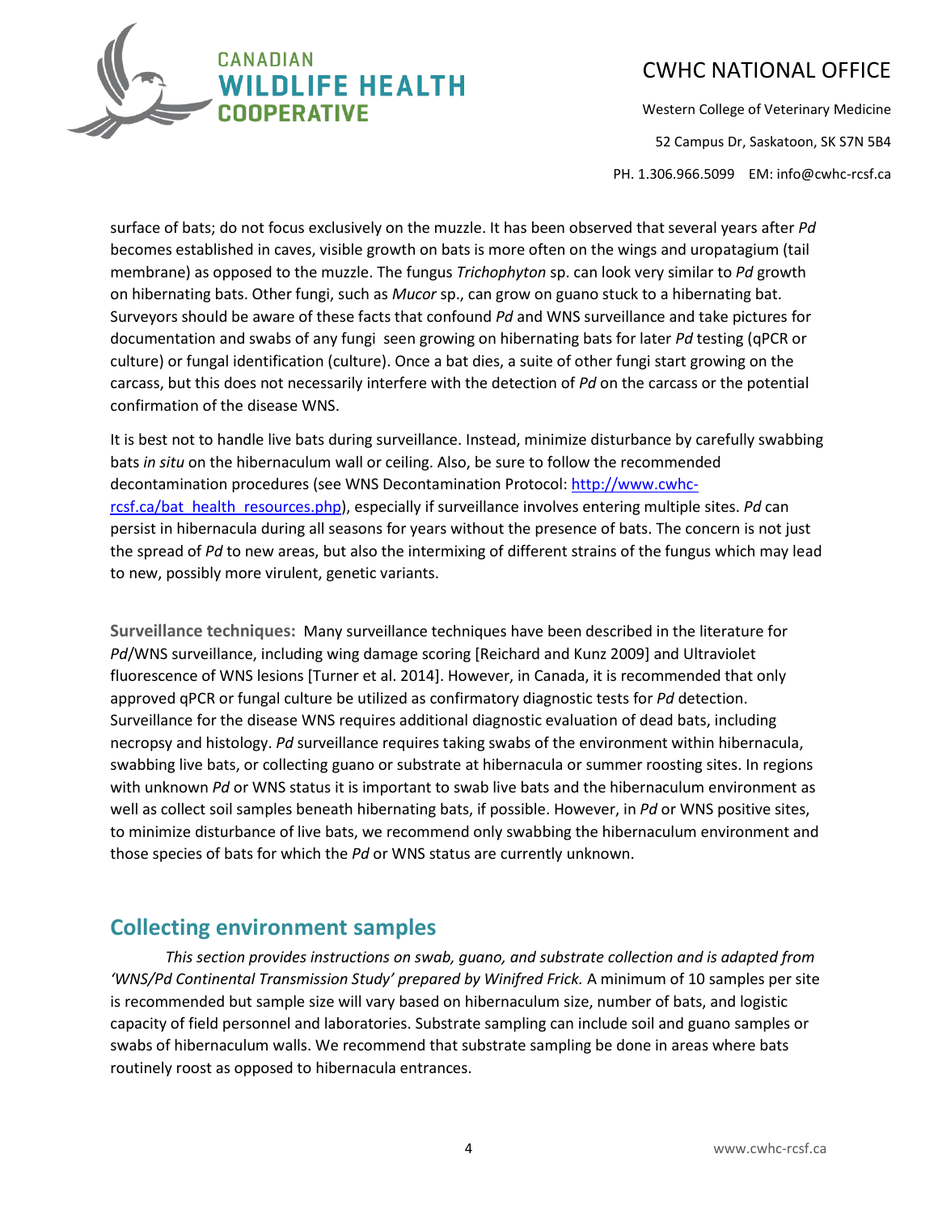surface of bats; do not focus exclusively on the muzzle. It has been observed that several years after *Pd* becomes established in caves, visible growth on bats is more often on the wings and uropatagium (tail membrane) as opposed to the muzzle. The fungus *Trichophyton* sp. can look very similar to *Pd* growth on hibernating bats. Other fungi, such as *Mucor* sp., can grow on guano stuck to a hibernating bat. Surveyors should be aware of these facts that confound *Pd* and WNS surveillance and take pictures for documentation and swabs of any fungi seen growing on hibernating bats for later *Pd* testing (qPCR or culture) or fungal identification (culture). Once a bat dies, a suite of other fungi start growing on the carcass, but this does not necessarily interfere with the detection of *Pd* on the carcass or the potential confirmation of the disease WNS.

It is best not to handle live bats during surveillance. Instead, minimize disturbance by carefully swabbing bats *in situ* on the hibernaculum wall or ceiling. Also, be sure to follow the recommended decontamination procedures (see WNS Decontamination Protocol: [http://www.cwhc-rcsf.ca/bat_health_resources.php](http://www.cwhc-rcsf.ca/bat_health_resources.php)), especially if surveillance involves entering multiple sites. *Pd* can persist in hibernacula during all seasons for years without the presence of bats. The concern is not just the spread of *Pd* to new areas, but also the intermixing of different strains of the fungus which may lead to new, possibly more virulent, genetic variants.

**Surveillance techniques:** Many surveillance techniques have been described in the literature for *Pd*/WNS surveillance, including wing damage scoring [Reichard and Kunz 2009] and Ultraviolet fluorescence of WNS lesions [Turner et al. 2014]. However, in Canada, it is recommended that only approved qPCR or fungal culture be utilized as confirmatory diagnostic tests for *Pd* detection. Surveillance for the disease WNS requires additional diagnostic evaluation of dead bats, including necropsy and histology. *Pd* surveillance requires taking swabs of the environment within hibernacula, swabbing live bats, or collecting guano or substrate at hibernacula or summer roosting sites. In regions with unknown *Pd* or WNS status it is important to swab live bats and the hibernaculum environment as well as collect soil samples beneath hibernating bats, if possible. However, in *Pd* or WNS positive sites, to minimize disturbance of live bats, we recommend only swabbing the hibernaculum environment and those species of bats for which the *Pd* or WNS status are currently unknown.

## Collecting environment samples

*This section provides instructions on swab, guano, and substrate collection and is adapted from 'WNS/Pd Continental Transmission Study' prepared by Winifred Frick.* A minimum of 10 samples per site is recommended but sample size will vary based on hibernaculum size, number of bats, and logistic capacity of field personnel and laboratories. Substrate sampling can include soil and guano samples or swabs of hibernaculum walls. We recommend that substrate sampling be done in areas where bats routinely roost as opposed to hibernacula entrances.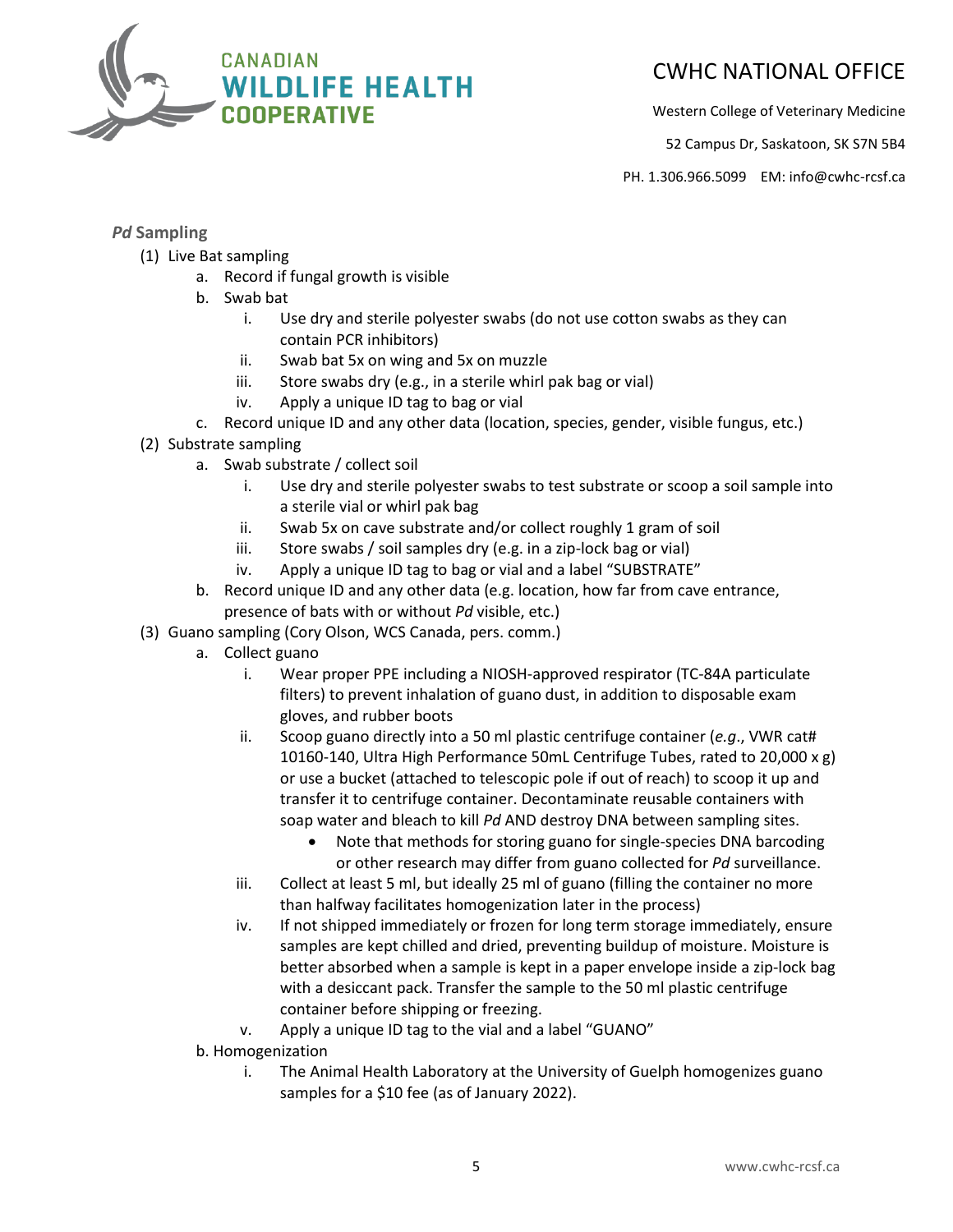### *Pd* Sampling

(1) Live Bat sampling
   a. Record if fungal growth is visible
   b. Swab bat
      i. Use dry and sterile polyester swabs (do not use cotton swabs as they can contain PCR inhibitors)
      ii. Swab bat 5x on wing and 5x on muzzle
      iii. Store swabs dry (e.g., in a sterile whirl pak bag or vial)
      iv. Apply a unique ID tag to bag or vial
   c. Record unique ID and any other data (location, species, gender, visible fungus, etc.)

(2) Substrate sampling
   a. Swab substrate / collect soil
      i. Use dry and sterile polyester swabs to test substrate or scoop a soil sample into a sterile vial or whirl pak bag
      ii. Swab 5x on cave substrate and/or collect roughly 1 gram of soil
      iii. Store swabs / soil samples dry (e.g. in a zip-lock bag or vial)
      iv. Apply a unique ID tag to bag or vial and a label "SUBSTRATE"
   b. Record unique ID and any other data (e.g. location, how far from cave entrance, presence of bats with or without *Pd* visible, etc.)

(3) Guano sampling (Cory Olson, WCS Canada, pers. comm.)
   a. Collect guano
      i. Wear proper PPE including a NIOSH-approved respirator (TC-84A particulate filters) to prevent inhalation of guano dust, in addition to disposable exam gloves, and rubber boots
      ii. Scoop guano directly into a 50 ml plastic centrifuge container (*e.g*., VWR cat# 10160-140, Ultra High Performance 50mL Centrifuge Tubes, rated to 20,000 x g) or use a bucket (attached to telescopic pole if out of reach) to scoop it up and transfer it to centrifuge container. Decontaminate reusable containers with soap water and bleach to kill *Pd* AND destroy DNA between sampling sites.
         - Note that methods for storing guano for single-species DNA barcoding or other research may differ from guano collected for *Pd* surveillance.
      iii. Collect at least 5 ml, but ideally 25 ml of guano (filling the container no more than halfway facilitates homogenization later in the process)
      iv. If not shipped immediately or frozen for long term storage immediately, ensure samples are kept chilled and dried, preventing buildup of moisture. Moisture is better absorbed when a sample is kept in a paper envelope inside a zip-lock bag with a desiccant pack. Transfer the sample to the 50 ml plastic centrifuge container before shipping or freezing.
      v. Apply a unique ID tag to the vial and a label "GUANO"
   b. Homogenization
      i. The Animal Health Laboratory at the University of Guelph homogenizes guano samples for a $10 fee (as of January 2022).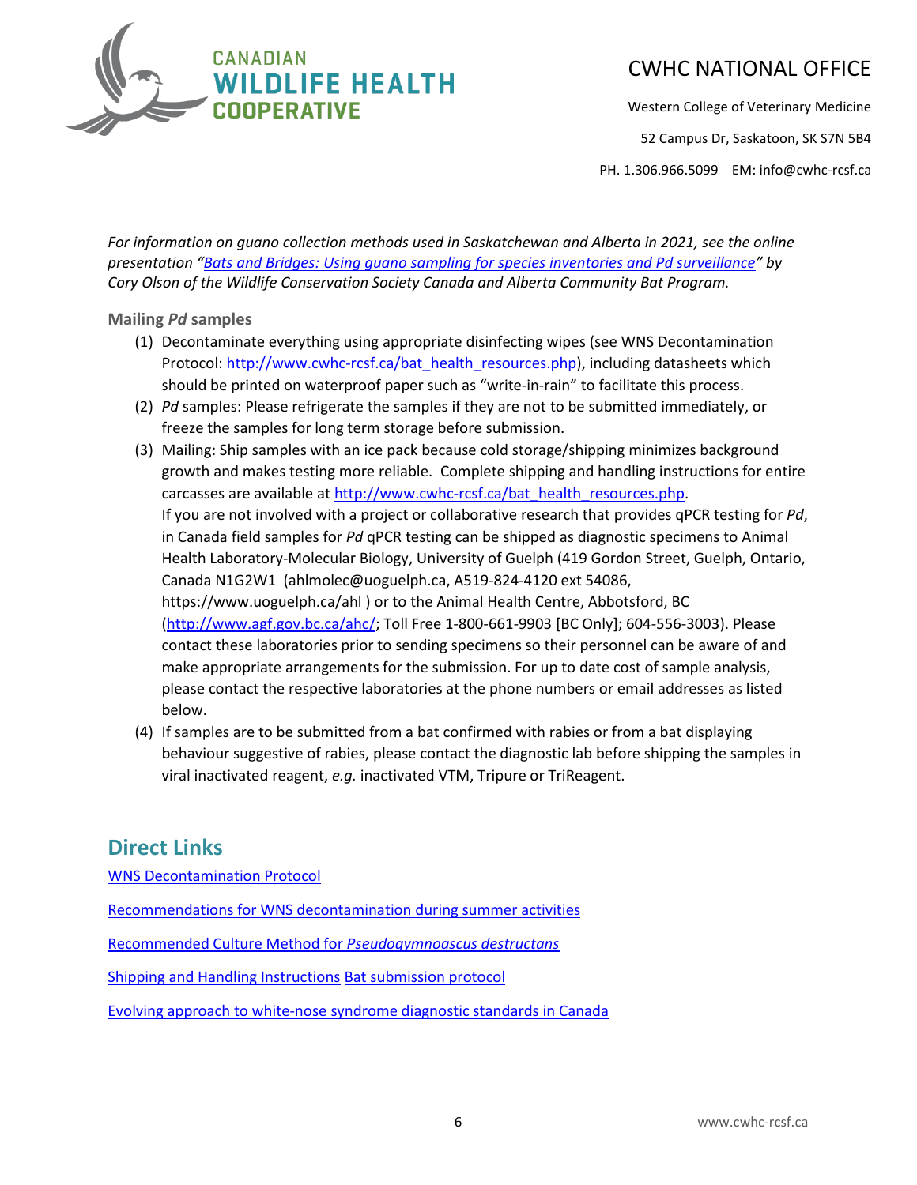*For information on guano collection methods used in Saskatchewan and Alberta in 2021, see the online presentation "[Bats and Bridges: Using guano sampling for species inventories and Pd surveillance](#)" by Cory Olson of the Wildlife Conservation Society Canada and Alberta Community Bat Program.*

### Mailing *Pd* samples

(1) Decontaminate everything using appropriate disinfecting wipes (see WNS Decontamination Protocol: [http://www.cwhc-rcsf.ca/bat_health_resources.php](http://www.cwhc-rcsf.ca/bat_health_resources.php)), including datasheets which should be printed on waterproof paper such as "write-in-rain" to facilitate this process.

(2) *Pd* samples: Please refrigerate the samples if they are not to be submitted immediately, or freeze the samples for long term storage before submission.

(3) Mailing: Ship samples with an ice pack because cold storage/shipping minimizes background growth and makes testing more reliable. Complete shipping and handling instructions for entire carcasses are available at [http://www.cwhc-rcsf.ca/bat_health_resources.php](http://www.cwhc-rcsf.ca/bat_health_resources.php).
If you are not involved with a project or collaborative research that provides qPCR testing for *Pd*, in Canada field samples for *Pd* qPCR testing can be shipped as diagnostic specimens to Animal Health Laboratory-Molecular Biology, University of Guelph (419 Gordon Street, Guelph, Ontario, Canada N1G2W1 (ahlmolec@uoguelph.ca, A519-824-4120 ext 54086, https://www.uoguelph.ca/ahl ) or to the Animal Health Centre, Abbotsford, BC ([http://www.agf.gov.bc.ca/ahc/](http://www.agf.gov.bc.ca/ahc/); Toll Free 1-800-661-9903 [BC Only]; 604-556-3003). Please contact these laboratories prior to sending specimens so their personnel can be aware of and make appropriate arrangements for the submission. For up to date cost of sample analysis, please contact the respective laboratories at the phone numbers or email addresses as listed below.

(4) If samples are to be submitted from a bat confirmed with rabies or from a bat displaying behaviour suggestive of rabies, please contact the diagnostic lab before shipping the samples in viral inactivated reagent, *e.g.* inactivated VTM, Tripure or TriReagent.

## Direct Links

[WNS Decontamination Protocol](#)

[Recommendations for WNS decontamination during summer activities](#)

[Recommended Culture Method for *Pseudogymnoascus destructans*](#)

[Shipping and Handling Instructions](#) [Bat submission protocol](#)

[Evolving approach to white-nose syndrome diagnostic standards in Canada](#)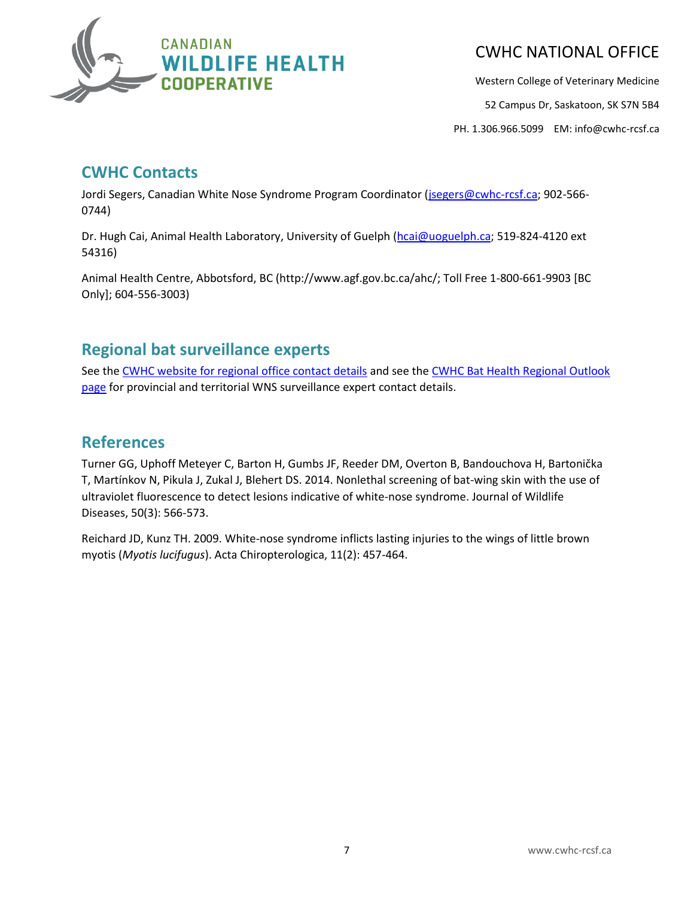## CWHC Contacts

Jordi Segers, Canadian White Nose Syndrome Program Coordinator (jsegers@cwhc-rcsf.ca; 902-566-0744)

Dr. Hugh Cai, Animal Health Laboratory, University of Guelph (hcai@uoguelph.ca; 519-824-4120 ext 54316)

Animal Health Centre, Abbotsford, BC (http://www.agf.gov.bc.ca/ahc/; Toll Free 1-800-661-9903 [BC Only]; 604-556-3003)

## Regional bat surveillance experts

See the CWHC website for regional office contact details and see the CWHC Bat Health Regional Outlook page for provincial and territorial WNS surveillance expert contact details.

## References

Turner GG, Uphoff Meteyer C, Barton H, Gumbs JF, Reeder DM, Overton B, Bandouchova H, Bartonička T, Martínkov N, Pikula J, Zukal J, Blehert DS. 2014. Nonlethal screening of bat-wing skin with the use of ultraviolet fluorescence to detect lesions indicative of white-nose syndrome. Journal of Wildlife Diseases, 50(3): 566-573.

Reichard JD, Kunz TH. 2009. White-nose syndrome inflicts lasting injuries to the wings of little brown myotis (*Myotis lucifugus*). Acta Chiropterologica, 11(2): 457-464.